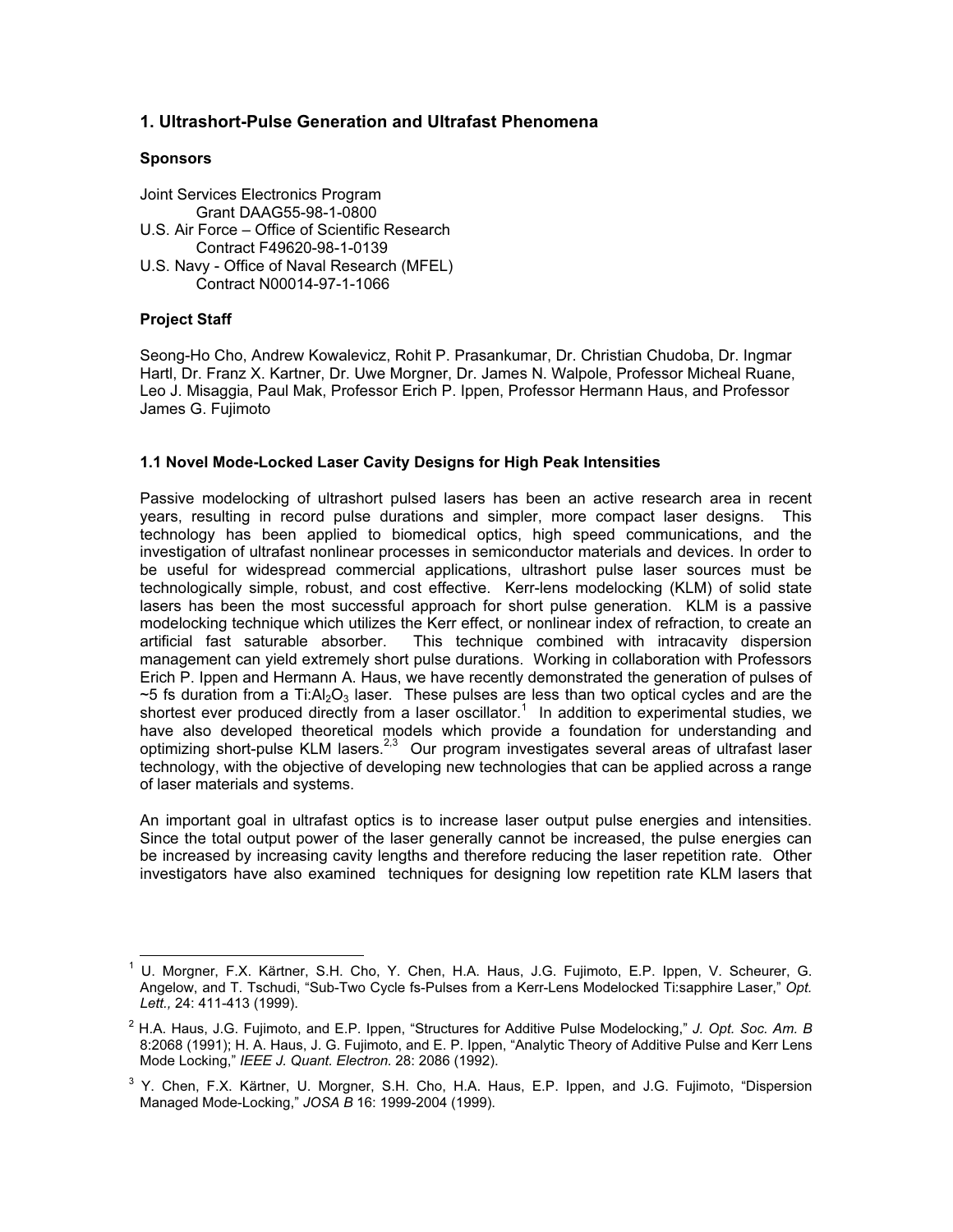# 1. Ultrashort-Pulse Generation and Ultrafast Phenomena

**Sponsors**

Joint Services Electronics Program
Grant DAAG55-98-1-0800
U.S. Air Force – Office of Scientific Research
Contract F49620-98-1-0139
U.S. Navy - Office of Naval Research (MFEL)
Contract N00014-97-1-1066

**Project Staff**

Seong-Ho Cho, Andrew Kowalevicz, Rohit P. Prasankumar, Dr. Christian Chudoba, Dr. Ingmar Hartl, Dr. Franz X. Kartner, Dr. Uwe Morgner, Dr. James N. Walpole, Professor Micheal Ruane, Leo J. Misaggia, Paul Mak, Professor Erich P. Ippen, Professor Hermann Haus, and Professor James G. Fujimoto

## 1.1 Novel Mode-Locked Laser Cavity Designs for High Peak Intensities

Passive modelocking of ultrashort pulsed lasers has been an active research area in recent years, resulting in record pulse durations and simpler, more compact laser designs. This technology has been applied to biomedical optics, high speed communications, and the investigation of ultrafast nonlinear processes in semiconductor materials and devices. In order to be useful for widespread commercial applications, ultrashort pulse laser sources must be technologically simple, robust, and cost effective. Kerr-lens modelocking (KLM) of solid state lasers has been the most successful approach for short pulse generation. KLM is a passive modelocking technique which utilizes the Kerr effect, or nonlinear index of refraction, to create an artificial fast saturable absorber. This technique combined with intracavity dispersion management can yield extremely short pulse durations. Working in collaboration with Professors Erich P. Ippen and Hermann A. Haus, we have recently demonstrated the generation of pulses of ~5 fs duration from a Ti:$Al_2O_3$ laser. These pulses are less than two optical cycles and are the shortest ever produced directly from a laser oscillator.[1] In addition to experimental studies, we have also developed theoretical models which provide a foundation for understanding and optimizing short-pulse KLM lasers.[2,3] Our program investigates several areas of ultrafast laser technology, with the objective of developing new technologies that can be applied across a range of laser materials and systems.

An important goal in ultrafast optics is to increase laser output pulse energies and intensities. Since the total output power of the laser generally cannot be increased, the pulse energies can be increased by increasing cavity lengths and therefore reducing the laser repetition rate. Other investigators have also examined techniques for designing low repetition rate KLM lasers that

---

[1] U. Morgner, F.X. Kärtner, S.H. Cho, Y. Chen, H.A. Haus, J.G. Fujimoto, E.P. Ippen, V. Scheurer, G. Angelow, and T. Tschudi, "Sub-Two Cycle fs-Pulses from a Kerr-Lens Modelocked Ti:sapphire Laser," *Opt. Lett.,* 24: 411-413 (1999).

[2] H.A. Haus, J.G. Fujimoto, and E.P. Ippen, "Structures for Additive Pulse Modelocking," *J. Opt. Soc. Am. B* 8:2068 (1991); H. A. Haus, J. G. Fujimoto, and E. P. Ippen, "Analytic Theory of Additive Pulse and Kerr Lens Mode Locking," *IEEE J. Quant. Electron.* 28: 2086 (1992).

[3] Y. Chen, F.X. Kärtner, U. Morgner, S.H. Cho, H.A. Haus, E.P. Ippen, and J.G. Fujimoto, "Dispersion Managed Mode-Locking," *JOSA B* 16: 1999-2004 (1999).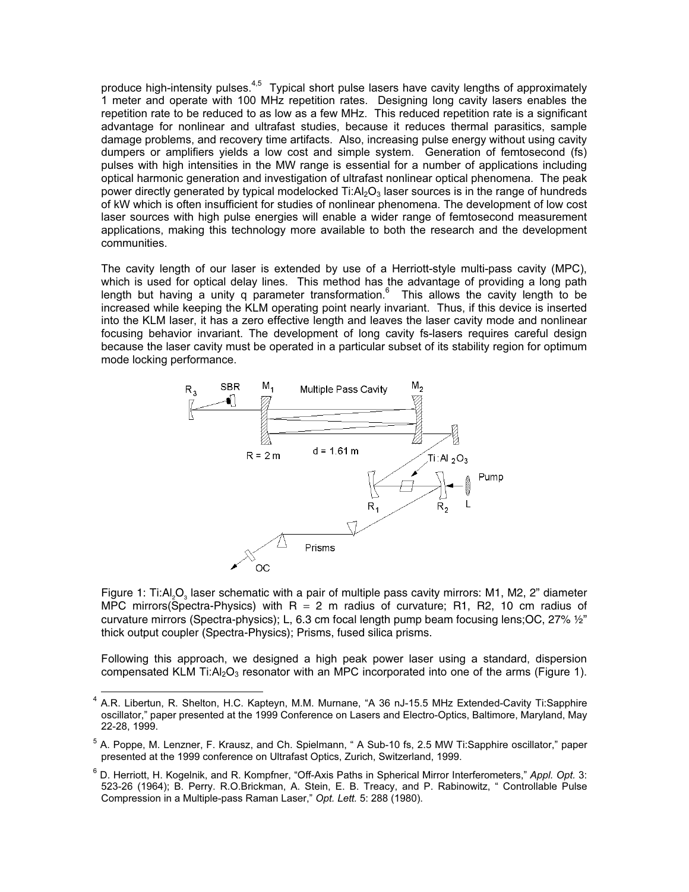produce high-intensity pulses.[4,5] Typical short pulse lasers have cavity lengths of approximately 1 meter and operate with 100 MHz repetition rates. Designing long cavity lasers enables the repetition rate to be reduced to as low as a few MHz. This reduced repetition rate is a significant advantage for nonlinear and ultrafast studies, because it reduces thermal parasitics, sample damage problems, and recovery time artifacts. Also, increasing pulse energy without using cavity dumpers or amplifiers yields a low cost and simple system. Generation of femtosecond (fs) pulses with high intensities in the MW range is essential for a number of applications including optical harmonic generation and investigation of ultrafast nonlinear optical phenomena. The peak power directly generated by typical modelocked $Ti:Al_2O_3$ laser sources is in the range of hundreds of kW which is often insufficient for studies of nonlinear phenomena. The development of low cost laser sources with high pulse energies will enable a wider range of femtosecond measurement applications, making this technology more available to both the research and the development communities.

The cavity length of our laser is extended by use of a Herriott-style multi-pass cavity (MPC), which is used for optical delay lines. This method has the advantage of providing a long path length but having a unity q parameter transformation.[6] This allows the cavity length to be increased while keeping the KLM operating point nearly invariant. Thus, if this device is inserted into the KLM laser, it has a zero effective length and leaves the laser cavity mode and nonlinear focusing behavior invariant. The development of long cavity fs-lasers requires careful design because the laser cavity must be operated in a particular subset of its stability region for optimum mode locking performance.

Figure 1: $Ti:Al_2O_3$ laser schematic with a pair of multiple pass cavity mirrors: M1, M2, 2" diameter MPC mirrors(Spectra-Physics) with R = 2 m radius of curvature; R1, R2, 10 cm radius of curvature mirrors (Spectra-physics); L, 6.3 cm focal length pump beam focusing lens;OC, 27% ½" thick output coupler (Spectra-Physics); Prisms, fused silica prisms.

Following this approach, we designed a high peak power laser using a standard, dispersion compensated KLM $Ti:Al_2O_3$ resonator with an MPC incorporated into one of the arms (Figure 1).

[4] A.R. Libertun, R. Shelton, H.C. Kapteyn, M.M. Murnane, "A 36 nJ-15.5 MHz Extended-Cavity Ti:Sapphire oscillator," paper presented at the 1999 Conference on Lasers and Electro-Optics, Baltimore, Maryland, May 22-28, 1999.

[5] A. Poppe, M. Lenzner, F. Krausz, and Ch. Spielmann, " A Sub-10 fs, 2.5 MW Ti:Sapphire oscillator," paper presented at the 1999 conference on Ultrafast Optics, Zurich, Switzerland, 1999.

[6] D. Herriott, H. Kogelnik, and R. Kompfner, "Off-Axis Paths in Spherical Mirror Interferometers," *Appl. Opt.* 3: 523-26 (1964); B. Perry. R.O.Brickman, A. Stein, E. B. Treacy, and P. Rabinowitz, " Controllable Pulse Compression in a Multiple-pass Raman Laser," *Opt. Lett.* 5: 288 (1980).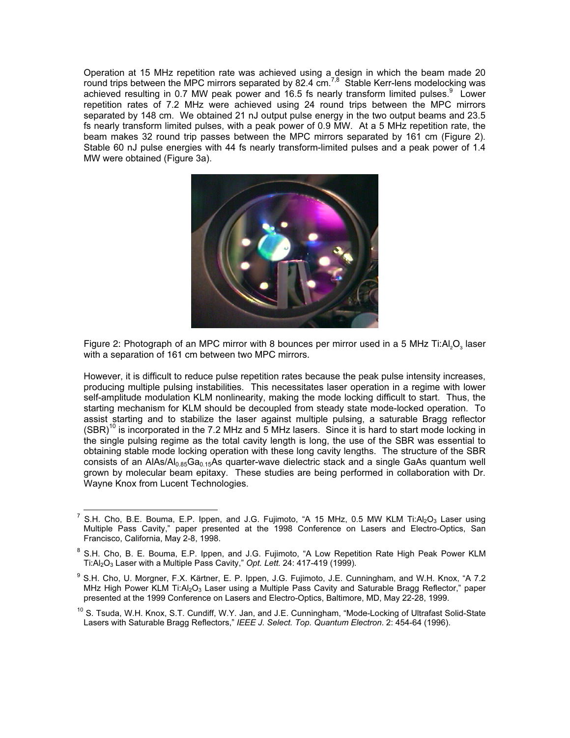Operation at 15 MHz repetition rate was achieved using a design in which the beam made 20 round trips between the MPC mirrors separated by 82.4 cm.[7,8] Stable Kerr-lens modelocking was achieved resulting in 0.7 MW peak power and 16.5 fs nearly transform limited pulses.[9] Lower repetition rates of 7.2 MHz were achieved using 24 round trips between the MPC mirrors separated by 148 cm. We obtained 21 nJ output pulse energy in the two output beams and 23.5 fs nearly transform limited pulses, with a peak power of 0.9 MW. At a 5 MHz repetition rate, the beam makes 32 round trip passes between the MPC mirrors separated by 161 cm (Figure 2). Stable 60 nJ pulse energies with 44 fs nearly transform-limited pulses and a peak power of 1.4 MW were obtained (Figure 3a).

Figure 2: Photograph of an MPC mirror with 8 bounces per mirror used in a 5 MHz $Ti:Al_2O_3$ laser with a separation of 161 cm between two MPC mirrors.

However, it is difficult to reduce pulse repetition rates because the peak pulse intensity increases, producing multiple pulsing instabilities. This necessitates laser operation in a regime with lower self-amplitude modulation KLM nonlinearity, making the mode locking difficult to start. Thus, the starting mechanism for KLM should be decoupled from steady state mode-locked operation. To assist starting and to stabilize the laser against multiple pulsing, a saturable Bragg reflector (SBR)[10] is incorporated in the 7.2 MHz and 5 MHz lasers. Since it is hard to start mode locking in the single pulsing regime as the total cavity length is long, the use of the SBR was essential to obtaining stable mode locking operation with these long cavity lengths. The structure of the SBR consists of an $AlAs/Al_{0.85}Ga_{0.15}As$ quarter-wave dielectric stack and a single GaAs quantum well grown by molecular beam epitaxy. These studies are being performed in collaboration with Dr. Wayne Knox from Lucent Technologies.

---

[7] S.H. Cho, B.E. Bouma, E.P. Ippen, and J.G. Fujimoto, "A 15 MHz, 0.5 MW KLM $Ti:Al_2O_3$ Laser using Multiple Pass Cavity," paper presented at the 1998 Conference on Lasers and Electro-Optics, San Francisco, California, May 2-8, 1998.

[8] S.H. Cho, B. E. Bouma, E.P. Ippen, and J.G. Fujimoto, "A Low Repetition Rate High Peak Power KLM $Ti:Al_2O_3$ Laser with a Multiple Pass Cavity," *Opt. Lett.* 24: 417-419 (1999).

[9] S.H. Cho, U. Morgner, F.X. Kärtner, E. P. Ippen, J.G. Fujimoto, J.E. Cunningham, and W.H. Knox, "A 7.2 MHz High Power KLM $Ti:Al_2O_3$ Laser using a Multiple Pass Cavity and Saturable Bragg Reflector," paper presented at the 1999 Conference on Lasers and Electro-Optics, Baltimore, MD, May 22-28, 1999.

[10] S. Tsuda, W.H. Knox, S.T. Cundiff, W.Y. Jan, and J.E. Cunningham, "Mode-Locking of Ultrafast Solid-State Lasers with Saturable Bragg Reflectors," *IEEE J. Select. Top. Quantum Electron*. 2: 454-64 (1996).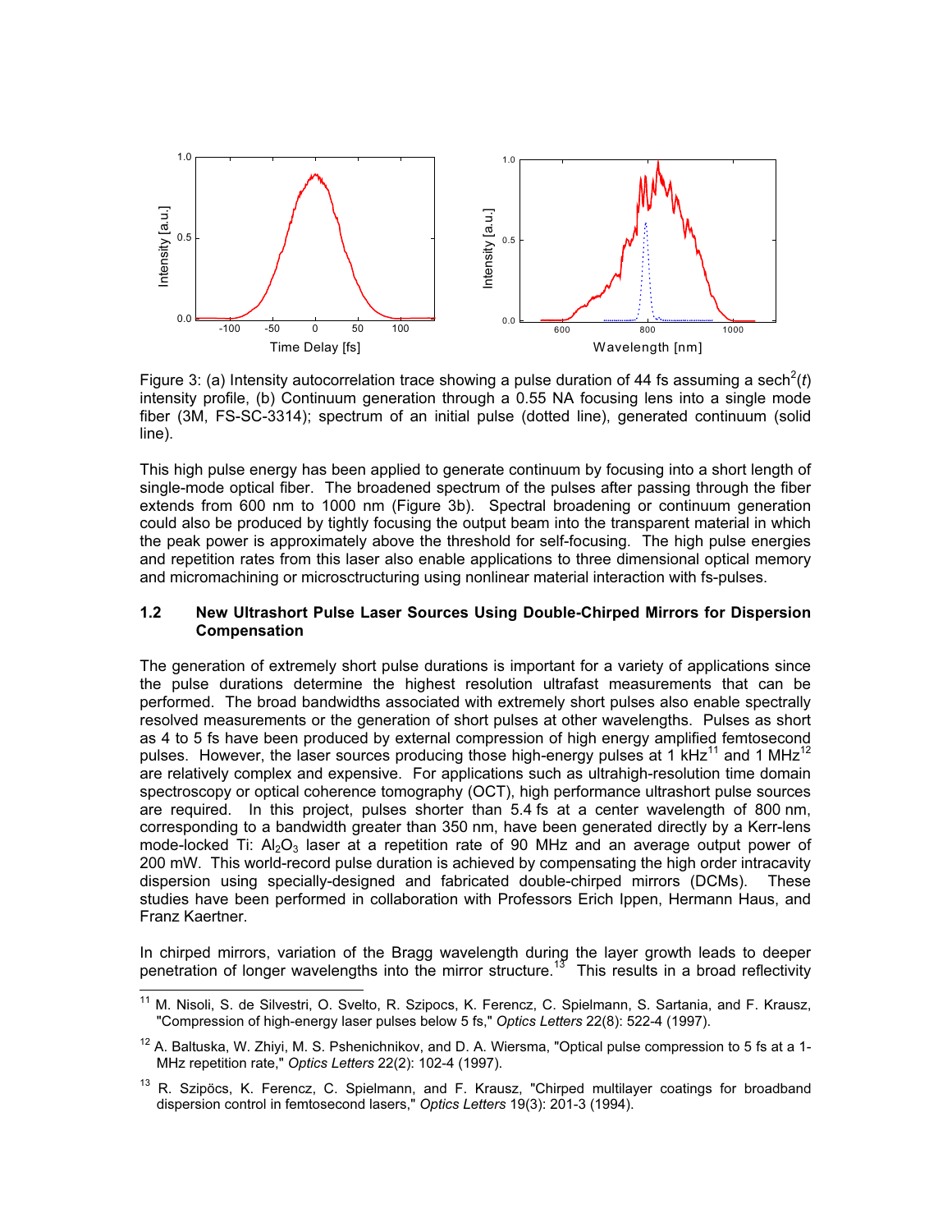Figure 3: (a) Intensity autocorrelation trace showing a pulse duration of 44 fs assuming a $\text{sech}^2(t)$ intensity profile, (b) Continuum generation through a 0.55 NA focusing lens into a single mode fiber (3M, FS-SC-3314); spectrum of an initial pulse (dotted line), generated continuum (solid line).

This high pulse energy has been applied to generate continuum by focusing into a short length of single-mode optical fiber. The broadened spectrum of the pulses after passing through the fiber extends from 600 nm to 1000 nm (Figure 3b). Spectral broadening or continuum generation could also be produced by tightly focusing the output beam into the transparent material in which the peak power is approximately above the threshold for self-focusing. The high pulse energies and repetition rates from this laser also enable applications to three dimensional optical memory and micromachining or microsctructuring using nonlinear material interaction with fs-pulses.

### 1.2 New Ultrashort Pulse Laser Sources Using Double-Chirped Mirrors for Dispersion Compensation

The generation of extremely short pulse durations is important for a variety of applications since the pulse durations determine the highest resolution ultrafast measurements that can be performed. The broad bandwidths associated with extremely short pulses also enable spectrally resolved measurements or the generation of short pulses at other wavelengths. Pulses as short as 4 to 5 fs have been produced by external compression of high energy amplified femtosecond pulses. However, the laser sources producing those high-energy pulses at 1 kHz[11] and 1 MHz[12] are relatively complex and expensive. For applications such as ultrahigh-resolution time domain spectroscopy or optical coherence tomography (OCT), high performance ultrashort pulse sources are required. In this project, pulses shorter than 5.4 fs at a center wavelength of 800 nm, corresponding to a bandwidth greater than 350 nm, have been generated directly by a Kerr-lens mode-locked Ti: $Al_2O_3$ laser at a repetition rate of 90 MHz and an average output power of 200 mW. This world-record pulse duration is achieved by compensating the high order intracavity dispersion using specially-designed and fabricated double-chirped mirrors (DCMs). These studies have been performed in collaboration with Professors Erich Ippen, Hermann Haus, and Franz Kaertner.

In chirped mirrors, variation of the Bragg wavelength during the layer growth leads to deeper penetration of longer wavelengths into the mirror structure.[13] This results in a broad reflectivity

---

[11] M. Nisoli, S. de Silvestri, O. Svelto, R. Szipocs, K. Ferencz, C. Spielmann, S. Sartania, and F. Krausz, "Compression of high-energy laser pulses below 5 fs," *Optics Letters* 22(8): 522-4 (1997).

[12] A. Baltuska, W. Zhiyi, M. S. Pshenichnikov, and D. A. Wiersma, "Optical pulse compression to 5 fs at a 1-MHz repetition rate," *Optics Letters* 22(2): 102-4 (1997).

[13] R. Szipöcs, K. Ferencz, C. Spielmann, and F. Krausz, "Chirped multilayer coatings for broadband dispersion control in femtosecond lasers," *Optics Letters* 19(3): 201-3 (1994).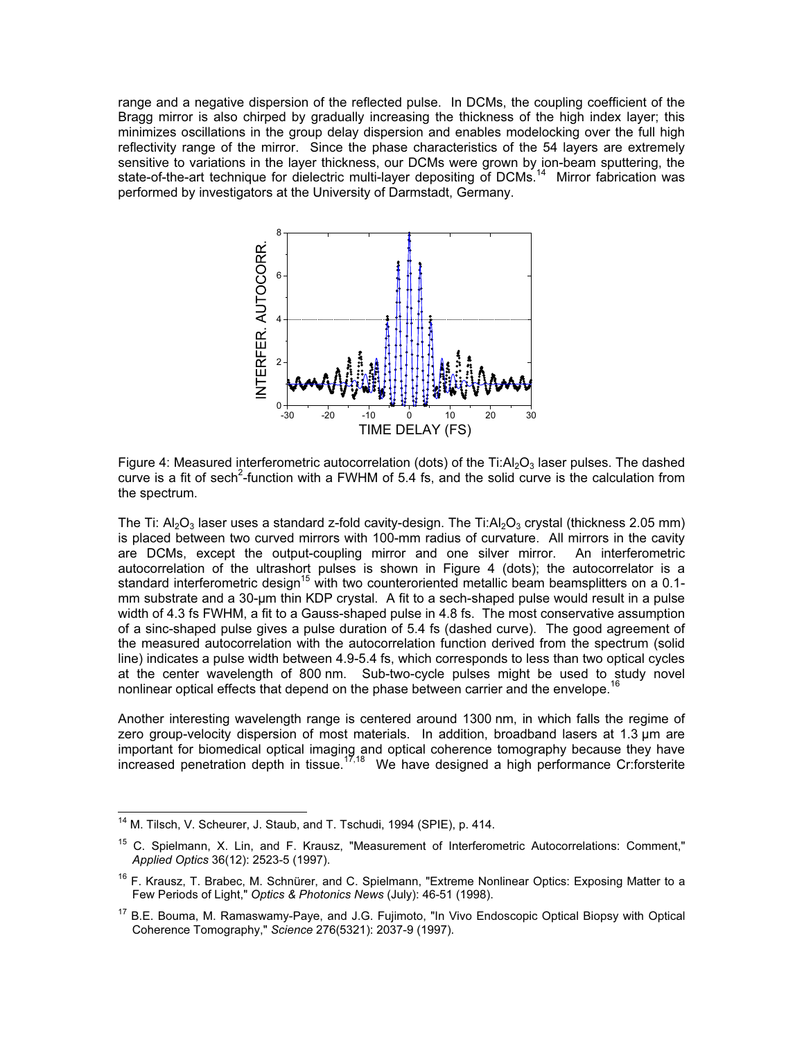range and a negative dispersion of the reflected pulse. In DCMs, the coupling coefficient of the Bragg mirror is also chirped by gradually increasing the thickness of the high index layer; this minimizes oscillations in the group delay dispersion and enables modelocking over the full high reflectivity range of the mirror. Since the phase characteristics of the 54 layers are extremely sensitive to variations in the layer thickness, our DCMs were grown by ion-beam sputtering, the state-of-the-art technique for dielectric multi-layer depositing of DCMs.[14] Mirror fabrication was performed by investigators at the University of Darmstadt, Germany.

Figure 4: Measured interferometric autocorrelation (dots) of the $Ti:Al_2O_3$ laser pulses. The dashed curve is a fit of $sech^2$-function with a FWHM of 5.4 fs, and the solid curve is the calculation from the spectrum.

The Ti: $Al_2O_3$ laser uses a standard z-fold cavity-design. The $Ti:Al_2O_3$ crystal (thickness 2.05 mm) is placed between two curved mirrors with 100-mm radius of curvature. All mirrors in the cavity are DCMs, except the output-coupling mirror and one silver mirror. An interferometric autocorrelation of the ultrashort pulses is shown in Figure 4 (dots); the autocorrelator is a standard interferometric design[15] with two counteroriented metallic beam beamsplitters on a 0.1-mm substrate and a 30-μm thin KDP crystal. A fit to a sech-shaped pulse would result in a pulse width of 4.3 fs FWHM, a fit to a Gauss-shaped pulse in 4.8 fs. The most conservative assumption of a sinc-shaped pulse gives a pulse duration of 5.4 fs (dashed curve). The good agreement of the measured autocorrelation with the autocorrelation function derived from the spectrum (solid line) indicates a pulse width between 4.9-5.4 fs, which corresponds to less than two optical cycles at the center wavelength of 800 nm. Sub-two-cycle pulses might be used to study novel nonlinear optical effects that depend on the phase between carrier and the envelope.[16]

Another interesting wavelength range is centered around 1300 nm, in which falls the regime of zero group-velocity dispersion of most materials. In addition, broadband lasers at 1.3 μm are important for biomedical optical imaging and optical coherence tomography because they have increased penetration depth in tissue.[17,18] We have designed a high performance Cr:forsterite

---

[14] M. Tilsch, V. Scheurer, J. Staub, and T. Tschudi, 1994 (SPIE), p. 414.

[15] C. Spielmann, X. Lin, and F. Krausz, "Measurement of Interferometric Autocorrelations: Comment," *Applied Optics* 36(12): 2523-5 (1997).

[16] F. Krausz, T. Brabec, M. Schnürer, and C. Spielmann, "Extreme Nonlinear Optics: Exposing Matter to a Few Periods of Light," *Optics & Photonics News* (July): 46-51 (1998).

[17] B.E. Bouma, M. Ramaswamy-Paye, and J.G. Fujimoto, "In Vivo Endoscopic Optical Biopsy with Optical Coherence Tomography," *Science* 276(5321): 2037-9 (1997).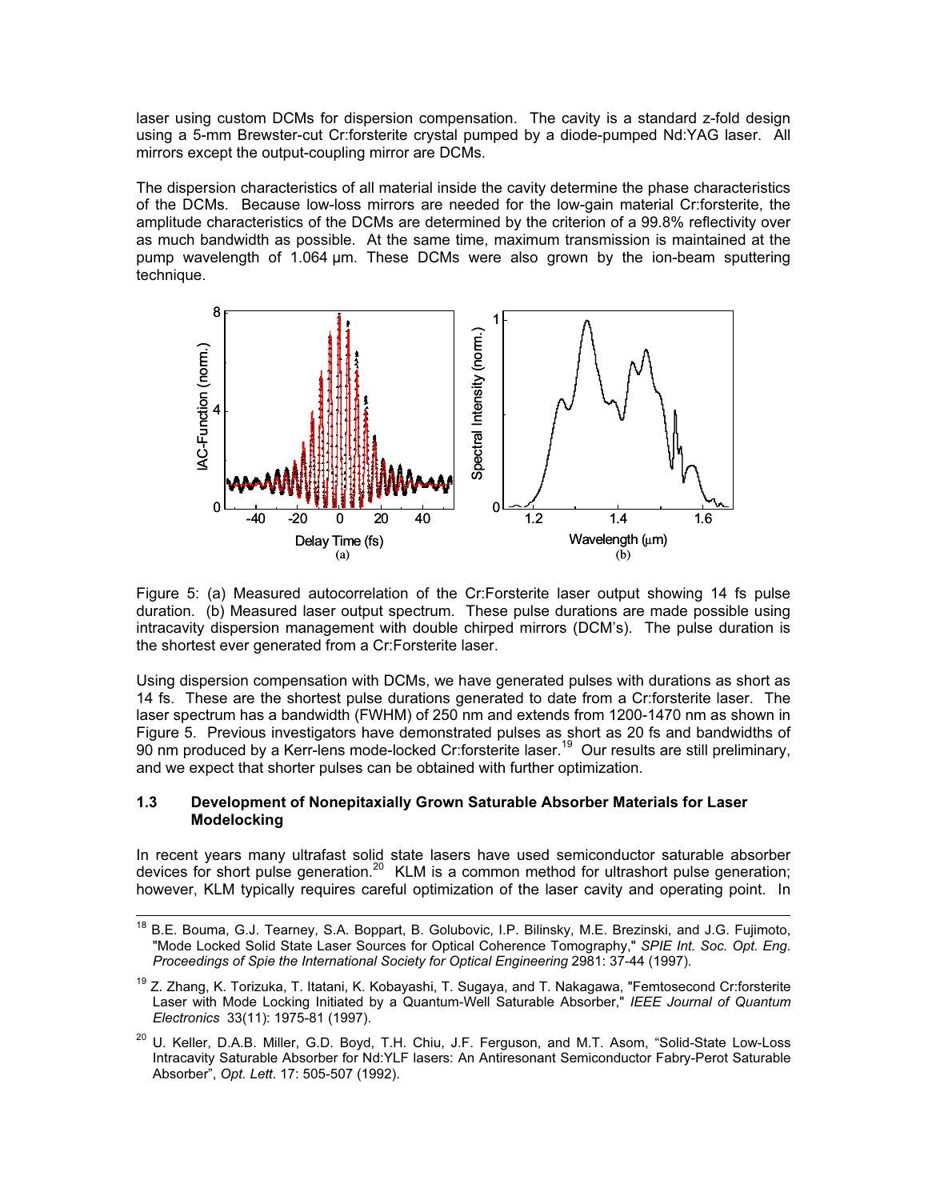laser using custom DCMs for dispersion compensation. The cavity is a standard z-fold design using a 5-mm Brewster-cut Cr:forsterite crystal pumped by a diode-pumped Nd:YAG laser. All mirrors except the output-coupling mirror are DCMs.

The dispersion characteristics of all material inside the cavity determine the phase characteristics of the DCMs. Because low-loss mirrors are needed for the low-gain material Cr:forsterite, the amplitude characteristics of the DCMs are determined by the criterion of a 99.8% reflectivity over as much bandwidth as possible. At the same time, maximum transmission is maintained at the pump wavelength of 1.064 µm. These DCMs were also grown by the ion-beam sputtering technique.

Figure 5: (a) Measured autocorrelation of the Cr:Forsterite laser output showing 14 fs pulse duration. (b) Measured laser output spectrum. These pulse durations are made possible using intracavity dispersion management with double chirped mirrors (DCM's). The pulse duration is the shortest ever generated from a Cr:Forsterite laser.

Using dispersion compensation with DCMs, we have generated pulses with durations as short as 14 fs. These are the shortest pulse durations generated to date from a Cr:forsterite laser. The laser spectrum has a bandwidth (FWHM) of 250 nm and extends from 1200-1470 nm as shown in Figure 5. Previous investigators have demonstrated pulses as short as 20 fs and bandwidths of 90 nm produced by a Kerr-lens mode-locked Cr:forsterite laser.[19] Our results are still preliminary, and we expect that shorter pulses can be obtained with further optimization.

### 1.3 Development of Nonepitaxially Grown Saturable Absorber Materials for Laser Modelocking

In recent years many ultrafast solid state lasers have used semiconductor saturable absorber devices for short pulse generation.[20] KLM is a common method for ultrashort pulse generation; however, KLM typically requires careful optimization of the laser cavity and operating point. In

---

[18] B.E. Bouma, G.J. Tearney, S.A. Boppart, B. Golubovic, I.P. Bilinsky, M.E. Brezinski, and J.G. Fujimoto, "Mode Locked Solid State Laser Sources for Optical Coherence Tomography," *SPIE Int. Soc. Opt. Eng. Proceedings of Spie the International Society for Optical Engineering* 2981: 37-44 (1997).

[19] Z. Zhang, K. Torizuka, T. Itatani, K. Kobayashi, T. Sugaya, and T. Nakagawa, "Femtosecond Cr:forsterite Laser with Mode Locking Initiated by a Quantum-Well Saturable Absorber," *IEEE Journal of Quantum Electronics* 33(11): 1975-81 (1997).

[20] U. Keller, D.A.B. Miller, G.D. Boyd, T.H. Chiu, J.F. Ferguson, and M.T. Asom, "Solid-State Low-Loss Intracavity Saturable Absorber for Nd:YLF lasers: An Antiresonant Semiconductor Fabry-Perot Saturable Absorber", *Opt. Lett.* 17: 505-507 (1992).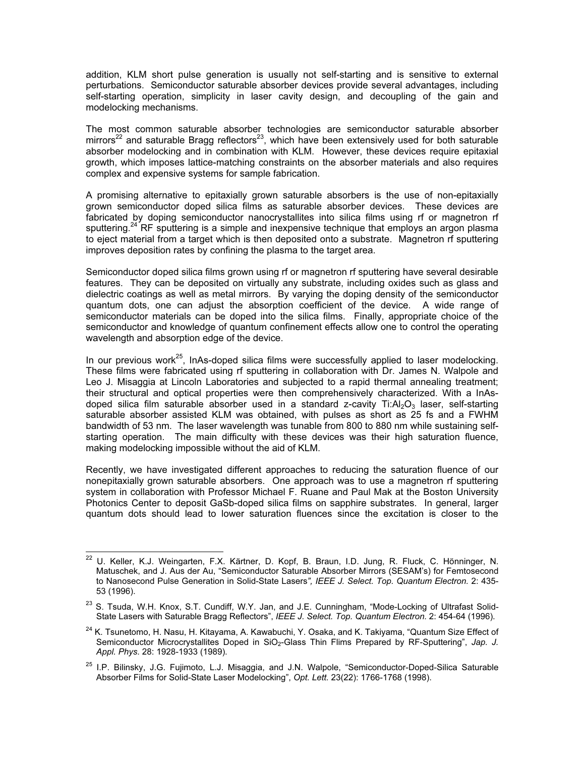addition, KLM short pulse generation is usually not self-starting and is sensitive to external perturbations. Semiconductor saturable absorber devices provide several advantages, including self-starting operation, simplicity in laser cavity design, and decoupling of the gain and modelocking mechanisms.

The most common saturable absorber technologies are semiconductor saturable absorber mirrors[22] and saturable Bragg reflectors[23], which have been extensively used for both saturable absorber modelocking and in combination with KLM. However, these devices require epitaxial growth, which imposes lattice-matching constraints on the absorber materials and also requires complex and expensive systems for sample fabrication.

A promising alternative to epitaxially grown saturable absorbers is the use of non-epitaxially grown semiconductor doped silica films as saturable absorber devices. These devices are fabricated by doping semiconductor nanocrystallites into silica films using rf or magnetron rf sputtering.[24] RF sputtering is a simple and inexpensive technique that employs an argon plasma to eject material from a target which is then deposited onto a substrate. Magnetron rf sputtering improves deposition rates by confining the plasma to the target area.

Semiconductor doped silica films grown using rf or magnetron rf sputtering have several desirable features. They can be deposited on virtually any substrate, including oxides such as glass and dielectric coatings as well as metal mirrors. By varying the doping density of the semiconductor quantum dots, one can adjust the absorption coefficient of the device. A wide range of semiconductor materials can be doped into the silica films. Finally, appropriate choice of the semiconductor and knowledge of quantum confinement effects allow one to control the operating wavelength and absorption edge of the device.

In our previous work[25], InAs-doped silica films were successfully applied to laser modelocking. These films were fabricated using rf sputtering in collaboration with Dr. James N. Walpole and Leo J. Misaggia at Lincoln Laboratories and subjected to a rapid thermal annealing treatment; their structural and optical properties were then comprehensively characterized. With a InAs-doped silica film saturable absorber used in a standard z-cavity Ti:$Al_2O_3$ laser, self-starting saturable absorber assisted KLM was obtained, with pulses as short as 25 fs and a FWHM bandwidth of 53 nm. The laser wavelength was tunable from 800 to 880 nm while sustaining self-starting operation. The main difficulty with these devices was their high saturation fluence, making modelocking impossible without the aid of KLM.

Recently, we have investigated different approaches to reducing the saturation fluence of our nonepitaxially grown saturable absorbers. One approach was to use a magnetron rf sputtering system in collaboration with Professor Michael F. Ruane and Paul Mak at the Boston University Photonics Center to deposit GaSb-doped silica films on sapphire substrates. In general, larger quantum dots should lead to lower saturation fluences since the excitation is closer to the

---

[22] U. Keller, K.J. Weingarten, F.X. Kärtner, D. Kopf, B. Braun, I.D. Jung, R. Fluck, C. Hönninger, N. Matuschek, and J. Aus der Au, "Semiconductor Saturable Absorber Mirrors (SESAM's) for Femtosecond to Nanosecond Pulse Generation in Solid-State Lasers*", IEEE J. Select. Top. Quantum Electron.* 2: 435-53 (1996).

[23] S. Tsuda, W.H. Knox, S.T. Cundiff, W.Y. Jan, and J.E. Cunningham, "Mode-Locking of Ultrafast Solid-State Lasers with Saturable Bragg Reflectors", *IEEE J. Select. Top. Quantum Electron.* 2: 454-64 (1996).

[24] K. Tsunetomo, H. Nasu, H. Kitayama, A. Kawabuchi, Y. Osaka, and K. Takiyama, "Quantum Size Effect of Semiconductor Microcrystallites Doped in $SiO_2$-Glass Thin Flims Prepared by RF-Sputtering", *Jap. J. Appl. Phys.* 28: 1928-1933 (1989).

[25] I.P. Bilinsky, J.G. Fujimoto, L.J. Misaggia, and J.N. Walpole, "Semiconductor-Doped-Silica Saturable Absorber Films for Solid-State Laser Modelocking", *Opt. Lett.* 23(22): 1766-1768 (1998).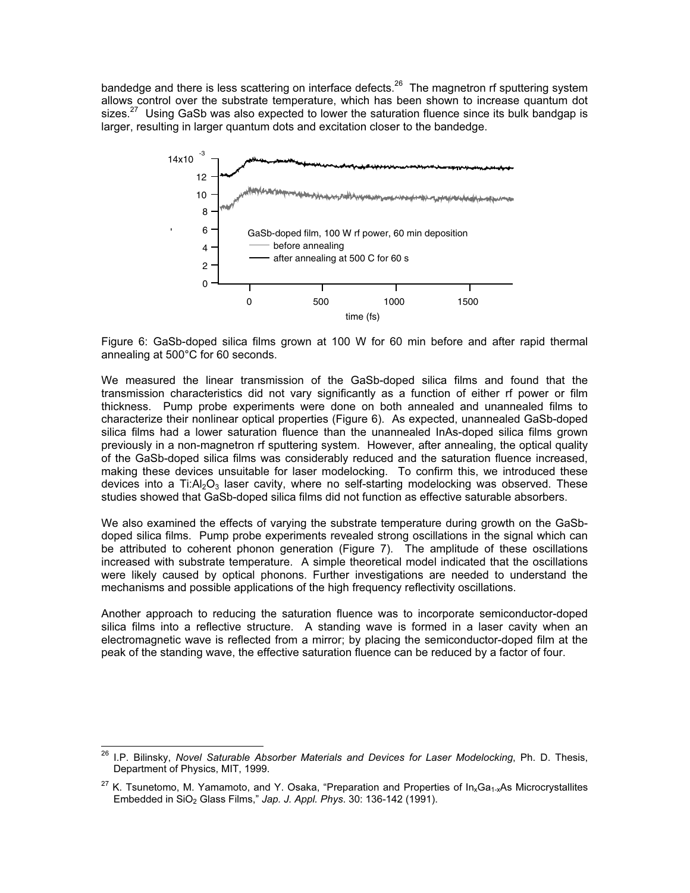bandedge and there is less scattering on interface defects.[26] The magnetron rf sputtering system allows control over the substrate temperature, which has been shown to increase quantum dot sizes.[27] Using GaSb was also expected to lower the saturation fluence since its bulk bandgap is larger, resulting in larger quantum dots and excitation closer to the bandedge.

Figure 6: GaSb-doped silica films grown at 100 W for 60 min before and after rapid thermal annealing at 500°C for 60 seconds.

We measured the linear transmission of the GaSb-doped silica films and found that the transmission characteristics did not vary significantly as a function of either rf power or film thickness. Pump probe experiments were done on both annealed and unannealed films to characterize their nonlinear optical properties (Figure 6). As expected, unannealed GaSb-doped silica films had a lower saturation fluence than the unannealed InAs-doped silica films grown previously in a non-magnetron rf sputtering system. However, after annealing, the optical quality of the GaSb-doped silica films was considerably reduced and the saturation fluence increased, making these devices unsuitable for laser modelocking. To confirm this, we introduced these devices into a $Ti:Al_2O_3$ laser cavity, where no self-starting modelocking was observed. These studies showed that GaSb-doped silica films did not function as effective saturable absorbers.

We also examined the effects of varying the substrate temperature during growth on the GaSb-doped silica films. Pump probe experiments revealed strong oscillations in the signal which can be attributed to coherent phonon generation (Figure 7). The amplitude of these oscillations increased with substrate temperature. A simple theoretical model indicated that the oscillations were likely caused by optical phonons. Further investigations are needed to understand the mechanisms and possible applications of the high frequency reflectivity oscillations.

Another approach to reducing the saturation fluence was to incorporate semiconductor-doped silica films into a reflective structure. A standing wave is formed in a laser cavity when an electromagnetic wave is reflected from a mirror; by placing the semiconductor-doped film at the peak of the standing wave, the effective saturation fluence can be reduced by a factor of four.

---

[26] I.P. Bilinsky, *Novel Saturable Absorber Materials and Devices for Laser Modelocking*, Ph. D. Thesis, Department of Physics, MIT, 1999.

[27] K. Tsunetomo, M. Yamamoto, and Y. Osaka, "Preparation and Properties of $In_xGa_{1-x}As$ Microcrystallites Embedded in $SiO_2$ Glass Films," *Jap. J. Appl. Phys*. 30: 136-142 (1991).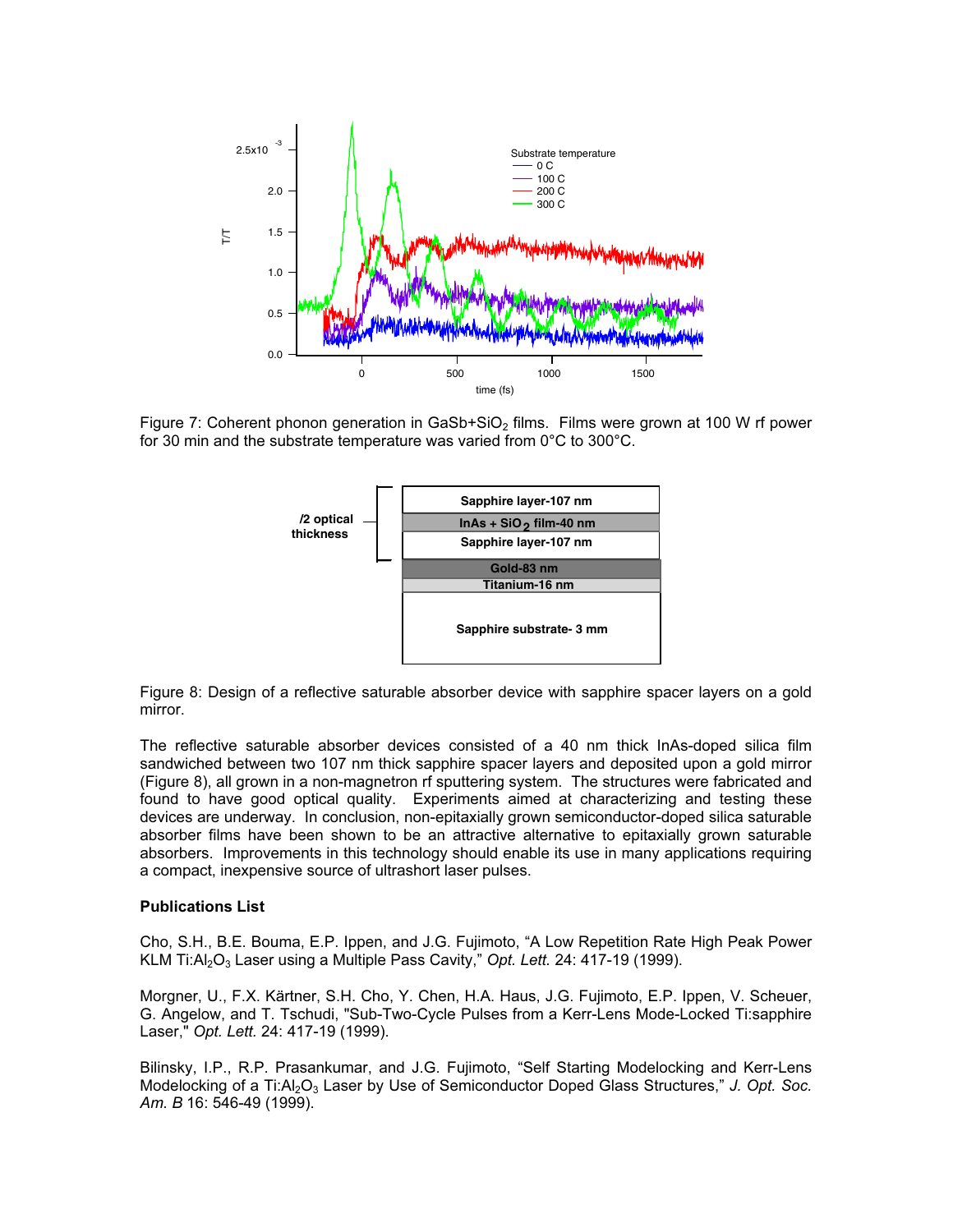Figure 7: Coherent phonon generation in $GaSb+SiO_2$ films. Films were grown at 100 W rf power for 30 min and the substrate temperature was varied from 0°C to 300°C.

Figure 8: Design of a reflective saturable absorber device with sapphire spacer layers on a gold mirror.

The reflective saturable absorber devices consisted of a 40 nm thick InAs-doped silica film sandwiched between two 107 nm thick sapphire spacer layers and deposited upon a gold mirror (Figure 8), all grown in a non-magnetron rf sputtering system. The structures were fabricated and found to have good optical quality. Experiments aimed at characterizing and testing these devices are underway. In conclusion, non-epitaxially grown semiconductor-doped silica saturable absorber films have been shown to be an attractive alternative to epitaxially grown saturable absorbers. Improvements in this technology should enable its use in many applications requiring a compact, inexpensive source of ultrashort laser pulses.

**Publications List**

Cho, S.H., B.E. Bouma, E.P. Ippen, and J.G. Fujimoto, "A Low Repetition Rate High Peak Power KLM $Ti:Al_2O_3$ Laser using a Multiple Pass Cavity," *Opt. Lett.* 24: 417-19 (1999).

Morgner, U., F.X. Kärtner, S.H. Cho, Y. Chen, H.A. Haus, J.G. Fujimoto, E.P. Ippen, V. Scheuer, G. Angelow, and T. Tschudi, "Sub-Two-Cycle Pulses from a Kerr-Lens Mode-Locked Ti:sapphire Laser," *Opt. Lett.* 24: 417-19 (1999).

Bilinsky, I.P., R.P. Prasankumar, and J.G. Fujimoto, "Self Starting Modelocking and Kerr-Lens Modelocking of a $Ti:Al_2O_3$ Laser by Use of Semiconductor Doped Glass Structures," *J. Opt. Soc. Am. B* 16: 546-49 (1999).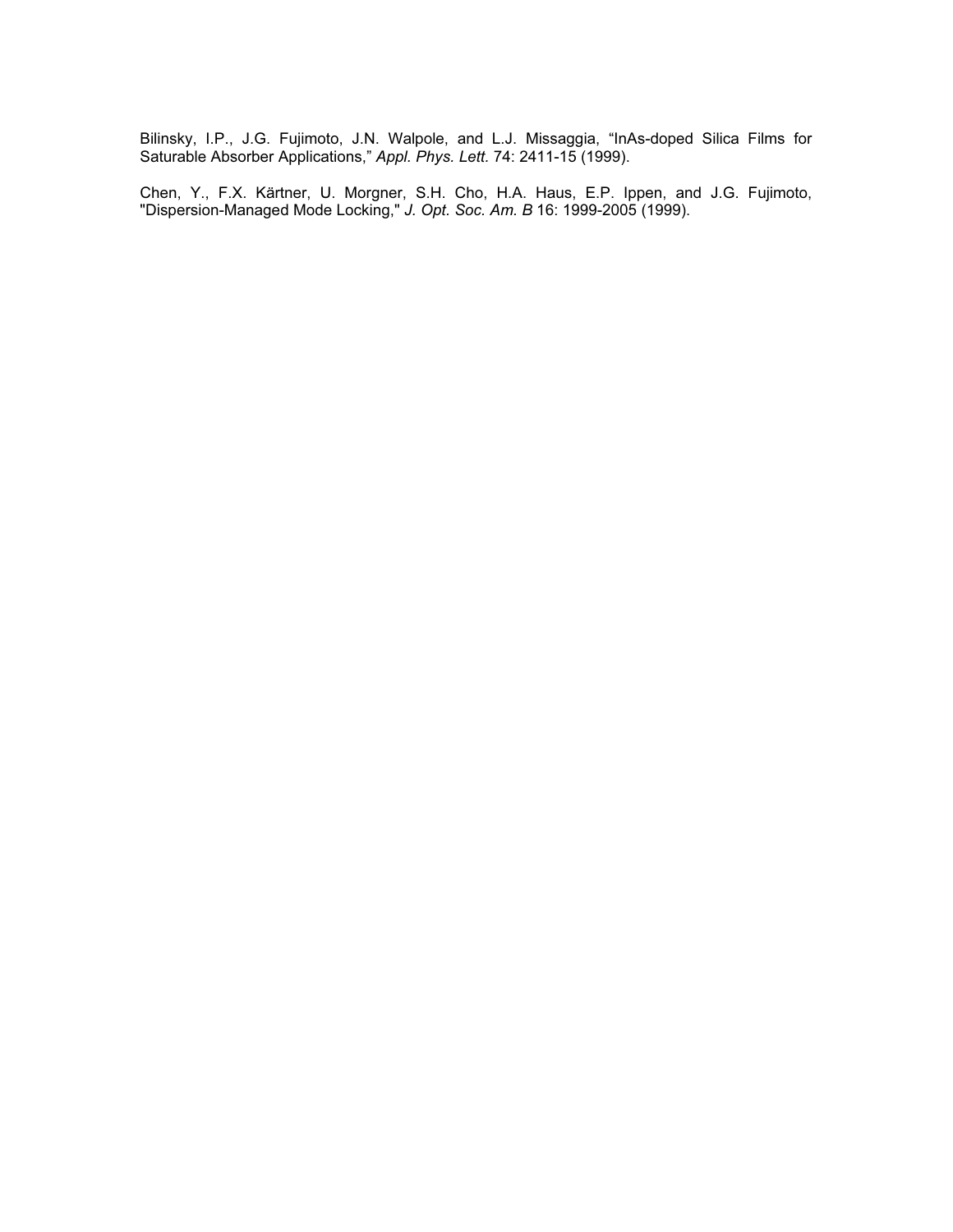Bilinsky, I.P., J.G. Fujimoto, J.N. Walpole, and L.J. Missaggia, “InAs-doped Silica Films for Saturable Absorber Applications,” *Appl. Phys. Lett.* 74: 2411-15 (1999).

Chen, Y., F.X. Kärtner, U. Morgner, S.H. Cho, H.A. Haus, E.P. Ippen, and J.G. Fujimoto, "Dispersion-Managed Mode Locking," *J. Opt. Soc. Am. B* 16: 1999-2005 (1999).